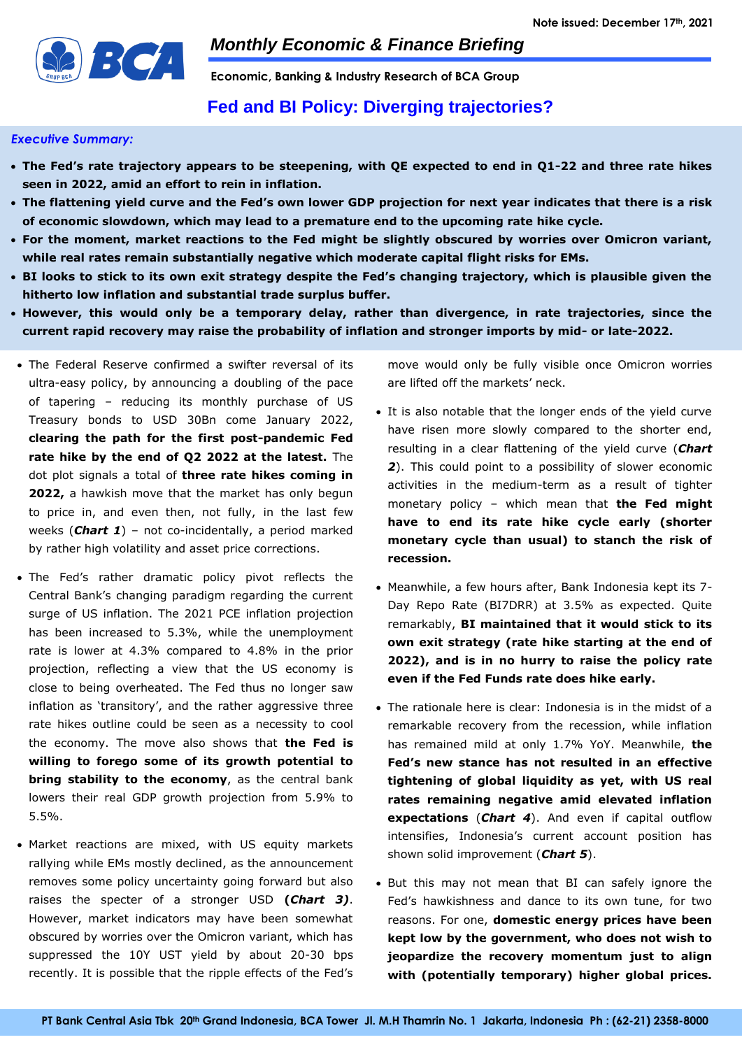Note issued: December 17th, 2021

*Monthly Economic & Finance Briefing*

**Economic, Banking & Industry Research of BCA Group**

# Fed and BI Policy: Diverging trajectories?

***Executive Summary:***

- **The Fed's rate trajectory appears to be steepening, with QE expected to end in Q1-22 and three rate hikes seen in 2022, amid an effort to rein in inflation.**
- **The flattening yield curve and the Fed's own lower GDP projection for next year indicates that there is a risk of economic slowdown, which may lead to a premature end to the upcoming rate hike cycle.**
- **For the moment, market reactions to the Fed might be slightly obscured by worries over Omicron variant, while real rates remain substantially negative which moderate capital flight risks for EMs.**
- **BI looks to stick to its own exit strategy despite the Fed's changing trajectory, which is plausible given the hitherto low inflation and substantial trade surplus buffer.**
- **However, this would only be a temporary delay, rather than divergence, in rate trajectories, since the current rapid recovery may raise the probability of inflation and stronger imports by mid- or late-2022.**

- The Federal Reserve confirmed a swifter reversal of its ultra-easy policy, by announcing a doubling of the pace of tapering – reducing its monthly purchase of US Treasury bonds to USD 30Bn come January 2022, **clearing the path for the first post-pandemic Fed rate hike by the end of Q2 2022 at the latest.** The dot plot signals a total of **three rate hikes coming in 2022,** a hawkish move that the market has only begun to price in, and even then, not fully, in the last few weeks (***Chart 1***) – not co-incidentally, a period marked by rather high volatility and asset price corrections.

- The Fed's rather dramatic policy pivot reflects the Central Bank's changing paradigm regarding the current surge of US inflation. The 2021 PCE inflation projection has been increased to 5.3%, while the unemployment rate is lower at 4.3% compared to 4.8% in the prior projection, reflecting a view that the US economy is close to being overheated. The Fed thus no longer saw inflation as 'transitory', and the rather aggressive three rate hikes outline could be seen as a necessity to cool the economy. The move also shows that **the Fed is willing to forego some of its growth potential to bring stability to the economy**, as the central bank lowers their real GDP growth projection from 5.9% to 5.5%.

- Market reactions are mixed, with US equity markets rallying while EMs mostly declined, as the announcement removes some policy uncertainty going forward but also raises the specter of a stronger USD **(*Chart 3)***. However, market indicators may have been somewhat obscured by worries over the Omicron variant, which has suppressed the 10Y UST yield by about 20-30 bps recently. It is possible that the ripple effects of the Fed's move would only be fully visible once Omicron worries are lifted off the markets' neck.

- It is also notable that the longer ends of the yield curve have risen more slowly compared to the shorter end, resulting in a clear flattening of the yield curve (***Chart 2***). This could point to a possibility of slower economic activities in the medium-term as a result of tighter monetary policy – which mean that **the Fed might have to end its rate hike cycle early (shorter monetary cycle than usual) to stanch the risk of recession.**

- Meanwhile, a few hours after, Bank Indonesia kept its 7-Day Repo Rate (BI7DRR) at 3.5% as expected. Quite remarkably, **BI maintained that it would stick to its own exit strategy (rate hike starting at the end of 2022), and is in no hurry to raise the policy rate even if the Fed Funds rate does hike early.**

- The rationale here is clear: Indonesia is in the midst of a remarkable recovery from the recession, while inflation has remained mild at only 1.7% YoY. Meanwhile, **the Fed's new stance has not resulted in an effective tightening of global liquidity as yet, with US real rates remaining negative amid elevated inflation expectations** (***Chart 4***). And even if capital outflow intensifies, Indonesia's current account position has shown solid improvement (***Chart 5***).

- But this may not mean that BI can safely ignore the Fed's hawkishness and dance to its own tune, for two reasons. For one, **domestic energy prices have been kept low by the government, who does not wish to jeopardize the recovery momentum just to align with (potentially temporary) higher global prices.**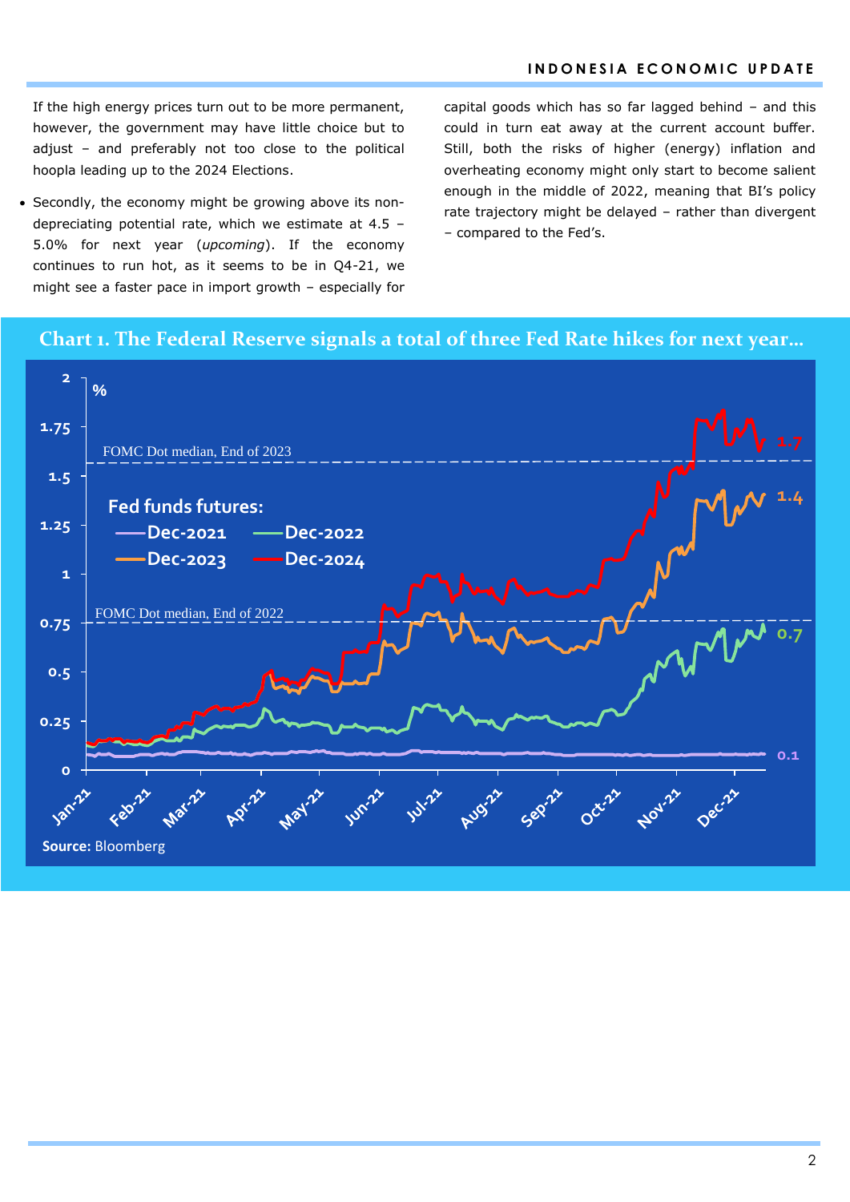If the high energy prices turn out to be more permanent, however, the government may have little choice but to adjust – and preferably not too close to the political hoopla leading up to the 2024 Elections.

- Secondly, the economy might be growing above its non-depreciating potential rate, which we estimate at 4.5 – 5.0% for next year (*upcoming*). If the economy continues to run hot, as it seems to be in Q4-21, we might see a faster pace in import growth – especially for capital goods which has so far lagged behind – and this could in turn eat away at the current account buffer. Still, both the risks of higher (energy) inflation and overheating economy might only start to become salient enough in the middle of 2022, meaning that BI's policy rate trajectory might be delayed – rather than divergent – compared to the Fed's.

**Chart 1. The Federal Reserve signals a total of three Fed Rate hikes for next year…**

Fed funds futures: Dec-2021, Dec-2022, Dec-2023, Dec-2024

FOMC Dot median, End of 2023

FOMC Dot median, End of 2022

**Source:** Bloomberg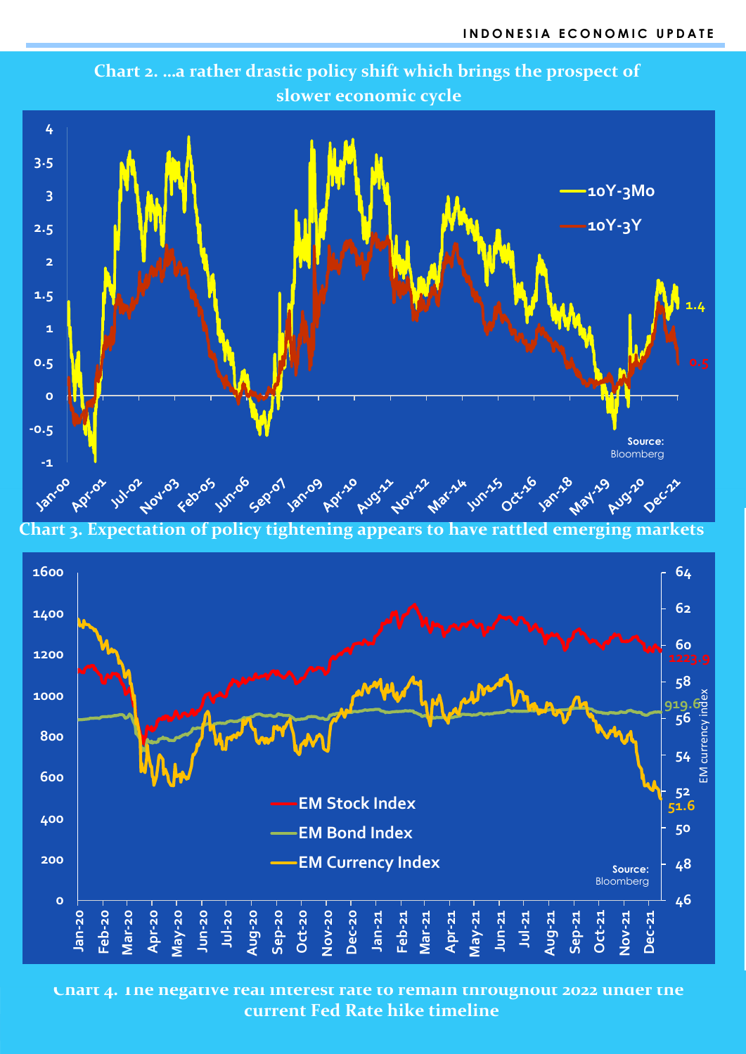**Chart 2. …a rather drastic policy shift which brings the prospect of slower economic cycle**

10Y-3Mo

10Y-3Y

1.4

0.5

Source: Bloomberg

**Chart 3. Expectation of policy tightening appears to have rattled emerging markets**

EM Stock Index

EM Bond Index

EM Currency Index

1223.9

919.6

51.6

EM currency index

Source: Bloomberg

**Chart 4. The negative real interest rate to remain throughout 2022 under the current Fed Rate hike timeline**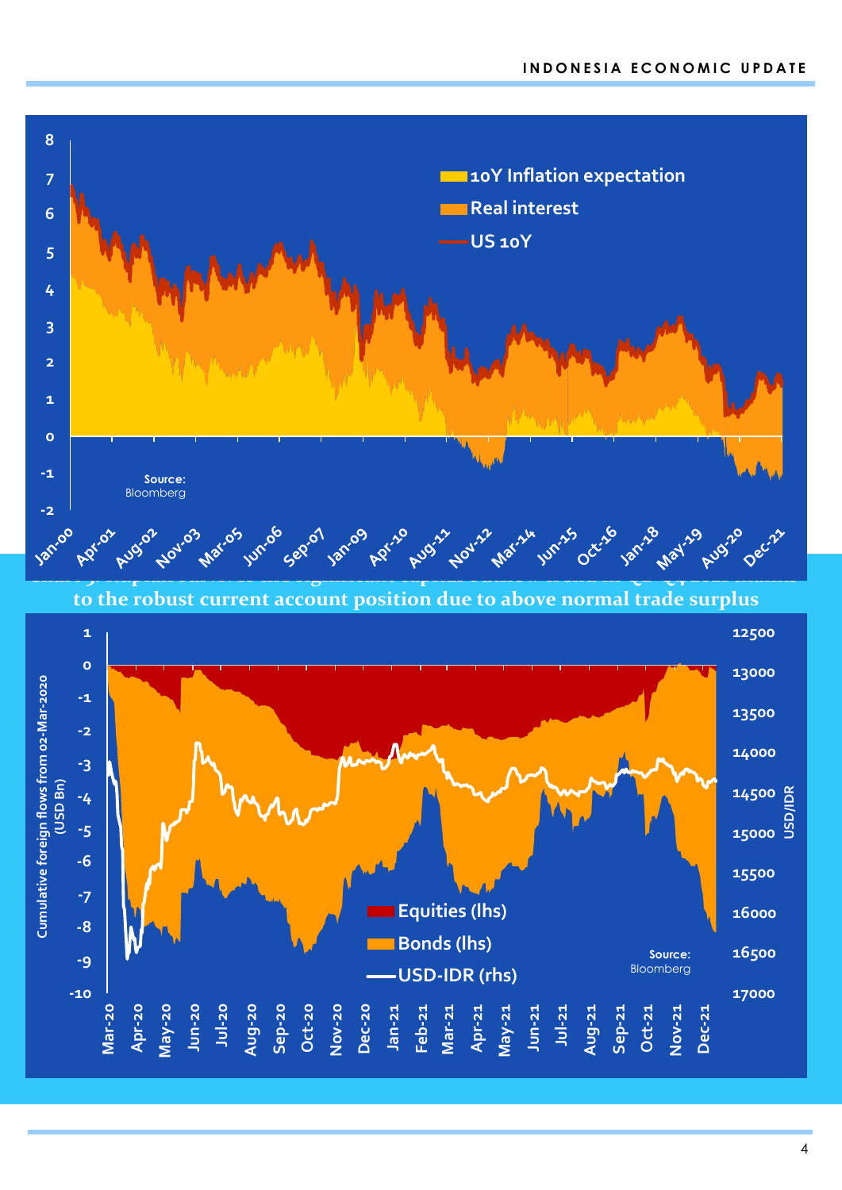8
7
6
5
4
3
2
1
0
-1
-2

10Y Inflation expectation

Real interest

US 10Y

Source: Bloomberg

Jan-00 Apr-01 Aug-02 Nov-03 Mar-05 Jun-06 Sep-07 Jan-09 Apr-10 Aug-11 Nov-12 Mar-14 Jun-15 Oct-16 Jan-18 May-19 Aug-20 Dec-21

to the robust current account position due to above normal trade surplus

Cumulative foreign flows from 02-Mar-2020 (USD Bn)

USD/IDR

Equities (lhs)

Bonds (lhs)

USD-IDR (rhs)

Source: Bloomberg

Mar-20 Apr-20 May-20 Jun-20 Jul-20 Aug-20 Sep-20 Oct-20 Nov-20 Dec-20 Jan-21 Feb-21 Mar-21 Apr-21 May-21 Jun-21 Jul-21 Aug-21 Sep-21 Oct-21 Nov-21 Dec-21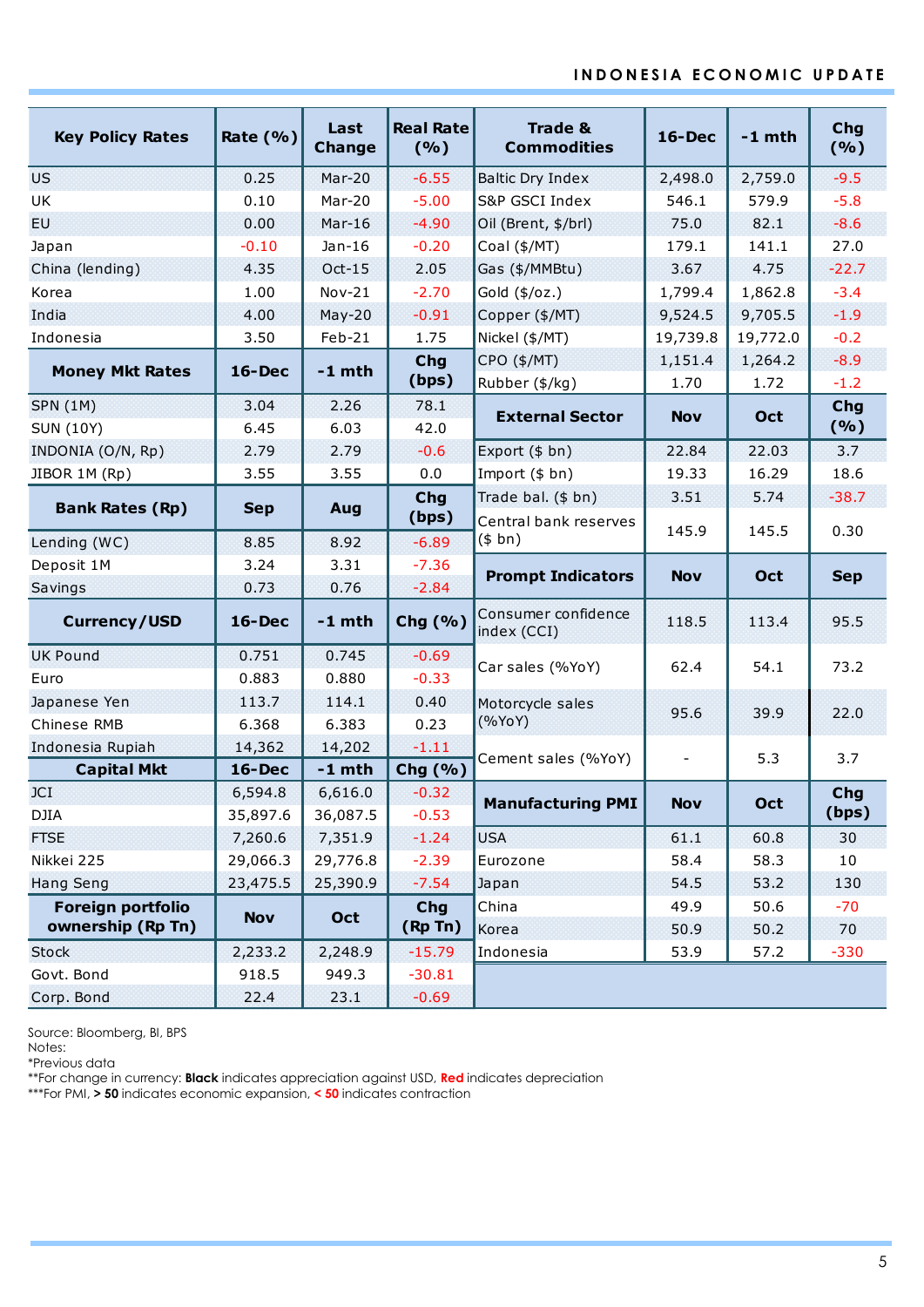| Key Policy Rates | Rate (%) | Last Change | Real Rate (%) |
|---|---|---|---|
| US | 0.25 | Mar-20 | -6.55 |
| UK | 0.10 | Mar-20 | -5.00 |
| EU | 0.00 | Mar-16 | -4.90 |
| Japan | -0.10 | Jan-16 | -0.20 |
| China (lending) | 4.35 | Oct-15 | 2.05 |
| Korea | 1.00 | Nov-21 | -2.70 |
| India | 4.00 | May-20 | -0.91 |
| Indonesia | 3.50 | Feb-21 | 1.75 |

| Money Mkt Rates | 16-Dec | -1 mth | Chg (bps) |
|---|---|---|---|
| SPN (1M) | 3.04 | 2.26 | 78.1 |
| SUN (10Y) | 6.45 | 6.03 | 42.0 |
| INDONIA (O/N, Rp) | 2.79 | 2.79 | -0.6 |
| JIBOR 1M (Rp) | 3.55 | 3.55 | 0.0 |

| Bank Rates (Rp) | Sep | Aug | Chg (bps) |
|---|---|---|---|
| Lending (WC) | 8.85 | 8.92 | -6.89 |
| Deposit 1M | 3.24 | 3.31 | -7.36 |
| Savings | 0.73 | 0.76 | -2.84 |

| Currency/USD | 16-Dec | -1 mth | Chg (%) |
|---|---|---|---|
| UK Pound | 0.751 | 0.745 | -0.69 |
| Euro | 0.883 | 0.880 | -0.33 |
| Japanese Yen | 113.7 | 114.1 | 0.40 |
| Chinese RMB | 6.368 | 6.383 | 0.23 |
| Indonesia Rupiah | 14,362 | 14,202 | -1.11 |

| Capital Mkt | 16-Dec | -1 mth | Chg (%) |
|---|---|---|---|
| JCI | 6,594.8 | 6,616.0 | -0.32 |
| DJIA | 35,897.6 | 36,087.5 | -0.53 |
| FTSE | 7,260.6 | 7,351.9 | -1.24 |
| Nikkei 225 | 29,066.3 | 29,776.8 | -2.39 |
| Hang Seng | 23,475.5 | 25,390.9 | -7.54 |

| Foreign portfolio ownership (Rp Tn) | Nov | Oct | Chg (Rp Tn) |
|---|---|---|---|
| Stock | 2,233.2 | 2,248.9 | -15.79 |
| Govt. Bond | 918.5 | 949.3 | -30.81 |
| Corp. Bond | 22.4 | 23.1 | -0.69 |

| Trade & Commodities | 16-Dec | -1 mth | Chg (%) |
|---|---|---|---|
| Baltic Dry Index | 2,498.0 | 2,759.0 | -9.5 |
| S&P GSCI Index | 546.1 | 579.9 | -5.8 |
| Oil (Brent, $/brl) | 75.0 | 82.1 | -8.6 |
| Coal ($/MT) | 179.1 | 141.1 | 27.0 |
| Gas ($/MMBtu) | 3.67 | 4.75 | -22.7 |
| Gold ($/oz.) | 1,799.4 | 1,862.8 | -3.4 |
| Copper ($/MT) | 9,524.5 | 9,705.5 | -1.9 |
| Nickel ($/MT) | 19,739.8 | 19,772.0 | -0.2 |
| CPO ($/MT) | 1,151.4 | 1,264.2 | -8.9 |
| Rubber ($/kg) | 1.70 | 1.72 | -1.2 |

| External Sector | Nov | Oct | Chg (%) |
|---|---|---|---|
| Export ($ bn) | 22.84 | 22.03 | 3.7 |
| Import ($ bn) | 19.33 | 16.29 | 18.6 |
| Trade bal. ($ bn) | 3.51 | 5.74 | -38.7 |
| Central bank reserves ($ bn) | 145.9 | 145.5 | 0.30 |

| Prompt Indicators | Nov | Oct | Sep |
|---|---|---|---|
| Consumer confidence index (CCI) | 118.5 | 113.4 | 95.5 |
| Car sales (%YoY) | 62.4 | 54.1 | 73.2 |
| Motorcycle sales (%YoY) | 95.6 | 39.9 | 22.0 |
| Cement sales (%YoY) | - | 5.3 | 3.7 |

| Manufacturing PMI | Nov | Oct | Chg (bps) |
|---|---|---|---|
| USA | 61.1 | 60.8 | 30 |
| Eurozone | 58.4 | 58.3 | 10 |
| Japan | 54.5 | 53.2 | 130 |
| China | 49.9 | 50.6 | -70 |
| Korea | 50.9 | 50.2 | 70 |
| Indonesia | 53.9 | 57.2 | -330 |

Source: Bloomberg, BI, BPS
Notes:
*Previous data
**For change in currency: **Black** indicates appreciation against USD, **Red** indicates depreciation
***For PMI, **> 50** indicates economic expansion, **< 50** indicates contraction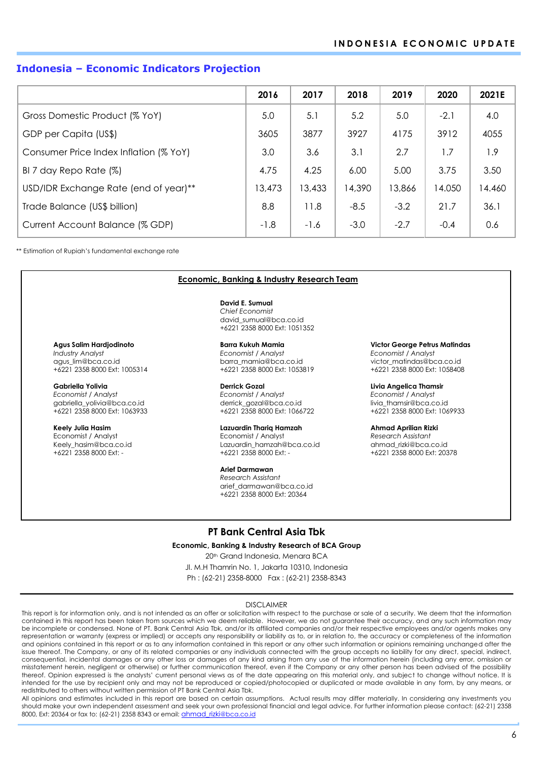## Indonesia – Economic Indicators Projection

| | 2016 | 2017 | 2018 | 2019 | 2020 | 2021E |
|---|---|---|---|---|---|---|
| Gross Domestic Product (% YoY) | 5.0 | 5.1 | 5.2 | 5.0 | -2.1 | 4.0 |
| GDP per Capita (US$) | 3605 | 3877 | 3927 | 4175 | 3912 | 4055 |
| Consumer Price Index Inflation (% YoY) | 3.0 | 3.6 | 3.1 | 2.7 | 1.7 | 1.9 |
| BI 7 day Repo Rate (%) | 4.75 | 4.25 | 6.00 | 5.00 | 3.75 | 3.50 |
| USD/IDR Exchange Rate (end of year)** | 13,473 | 13,433 | 14,390 | 13,866 | 14.050 | 14.460 |
| Trade Balance (US$ billion) | 8.8 | 11.8 | -8.5 | -3.2 | 21.7 | 36.1 |
| Current Account Balance (% GDP) | -1.8 | -1.6 | -3.0 | -2.7 | -0.4 | 0.6 |

** Estimation of Rupiah's fundamental exchange rate

**Economic, Banking & Industry Research Team**

**David E. Sumual**
*Chief Economist*
david_sumual@bca.co.id
+6221 2358 8000 Ext: 1051352

**Agus Salim Hardjodinoto**
*Industry Analyst*
agus_lim@bca.co.id
+6221 2358 8000 Ext: 1005314

**Barra Kukuh Mamia**
*Economist / Analyst*
barra_mamia@bca.co.id
+6221 2358 8000 Ext: 1053819

**Victor George Petrus Matindas**
*Economist / Analyst*
victor_matindas@bca.co.id
+6221 2358 8000 Ext: 1058408

**Gabriella Yolivia**
*Economist / Analyst*
gabriella_yolivia@bca.co.id
+6221 2358 8000 Ext: 1063933

**Derrick Gozal**
*Economist / Analyst*
derrick_gozal@bca.co.id
+6221 2358 8000 Ext: 1066722

**Livia Angelica Thamsir**
*Economist / Analyst*
livia_thamsir@bca.co.id
+6221 2358 8000 Ext: 1069933

**Keely Julia Hasim**
Economist / Analyst
Keely_hasim@bca.co.id
+6221 2358 8000 Ext: -

**Lazuardin Thariq Hamzah**
Economist / Analyst
Lazuardin_hamzah@bca.co.id
+6221 2358 8000 Ext: -

**Ahmad Aprilian Rizki**
*Research Assistant*
ahmad_rizki@bca.co.id
+6221 2358 8000 Ext: 20378

**Arief Darmawan**
*Research Assistant*
arief_darmawan@bca.co.id
+6221 2358 8000 Ext: 20364

## PT Bank Central Asia Tbk

**Economic, Banking & Industry Research of BCA Group**
20th Grand Indonesia, Menara BCA
Jl. M.H Thamrin No. 1, Jakarta 10310, Indonesia
Ph : (62-21) 2358-8000 Fax : (62-21) 2358-8343

DISCLAIMER

This report is for information only, and is not intended as an offer or solicitation with respect to the purchase or sale of a security. We deem that the information contained in this report has been taken from sources which we deem reliable. However, we do not guarantee their accuracy, and any such information may be incomplete or condensed. None of PT. Bank Central Asia Tbk, and/or its affiliated companies and/or their respective employees and/or agents makes any representation or warranty (express or implied) or accepts any responsibility or liability as to, or in relation to, the accuracy or completeness of the information and opinions contained in this report or as to any information contained in this report or any other such information or opinions remaining unchanged after the issue thereof. The Company, or any of its related companies or any individuals connected with the group accepts no liability for any direct, special, indirect, consequential, incidental damages or any other loss or damages of any kind arising from any use of the information herein (including any error, omission or misstatement herein, negligent or otherwise) or further communication thereof, even if the Company or any other person has been advised of the possibility thereof. Opinion expressed is the analysts' current personal views as of the date appearing on this material only, and subject to change without notice. It is intended for the use by recipient only and may not be reproduced or copied/photocopied or duplicated or made available in any form, by any means, or redistributed to others without written permission of PT Bank Central Asia Tbk.

All opinions and estimates included in this report are based on certain assumptions. Actual results may differ materially. In considering any investments you should make your own independent assessment and seek your own professional financial and legal advice. For further information please contact: (62-21) 2358 8000, Ext: 20364 or fax to: (62-21) 2358 8343 or email: ahmad_rizki@bca.co.id